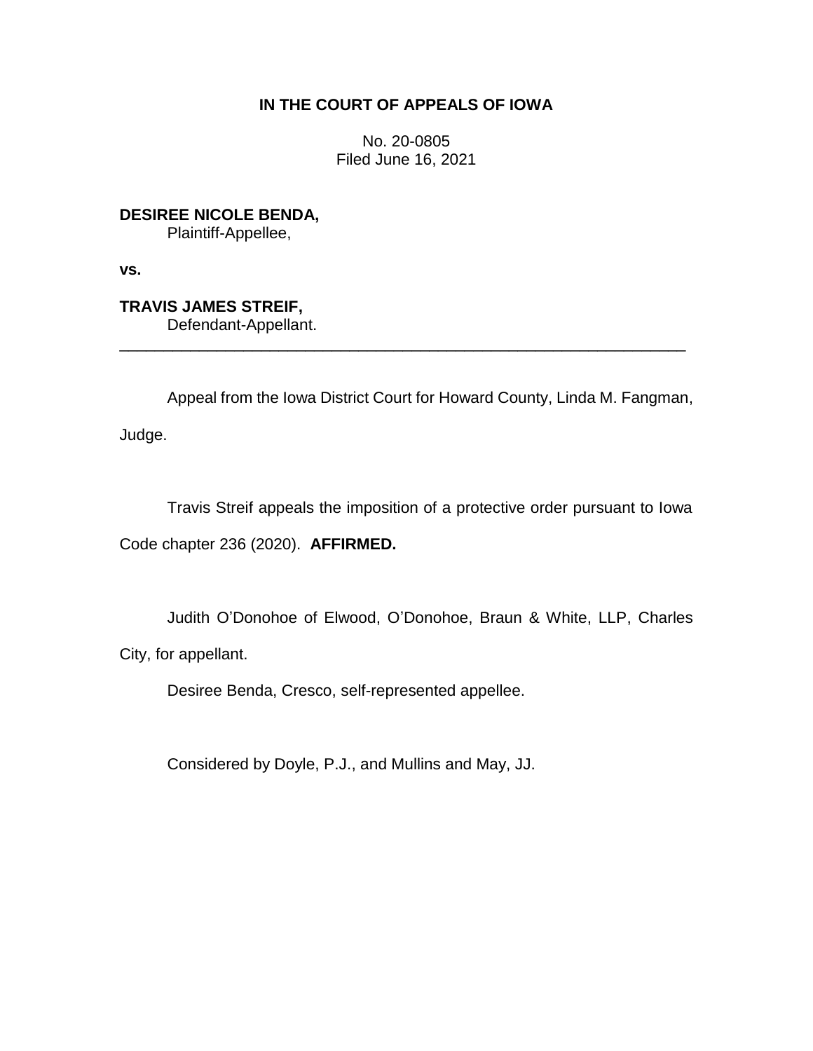# IN THE COURT OF APPEALS OF IOWA

No. 20-0805
Filed June 16, 2021

**DESIREE NICOLE BENDA,**
Plaintiff-Appellee,

**vs.**

**TRAVIS JAMES STREIF,**
Defendant-Appellant.

---

Appeal from the Iowa District Court for Howard County, Linda M. Fangman, Judge.

Travis Streif appeals the imposition of a protective order pursuant to Iowa Code chapter 236 (2020). **AFFIRMED.**

Judith O'Donohoe of Elwood, O'Donohoe, Braun & White, LLP, Charles City, for appellant.

Desiree Benda, Cresco, self-represented appellee.

Considered by Doyle, P.J., and Mullins and May, JJ.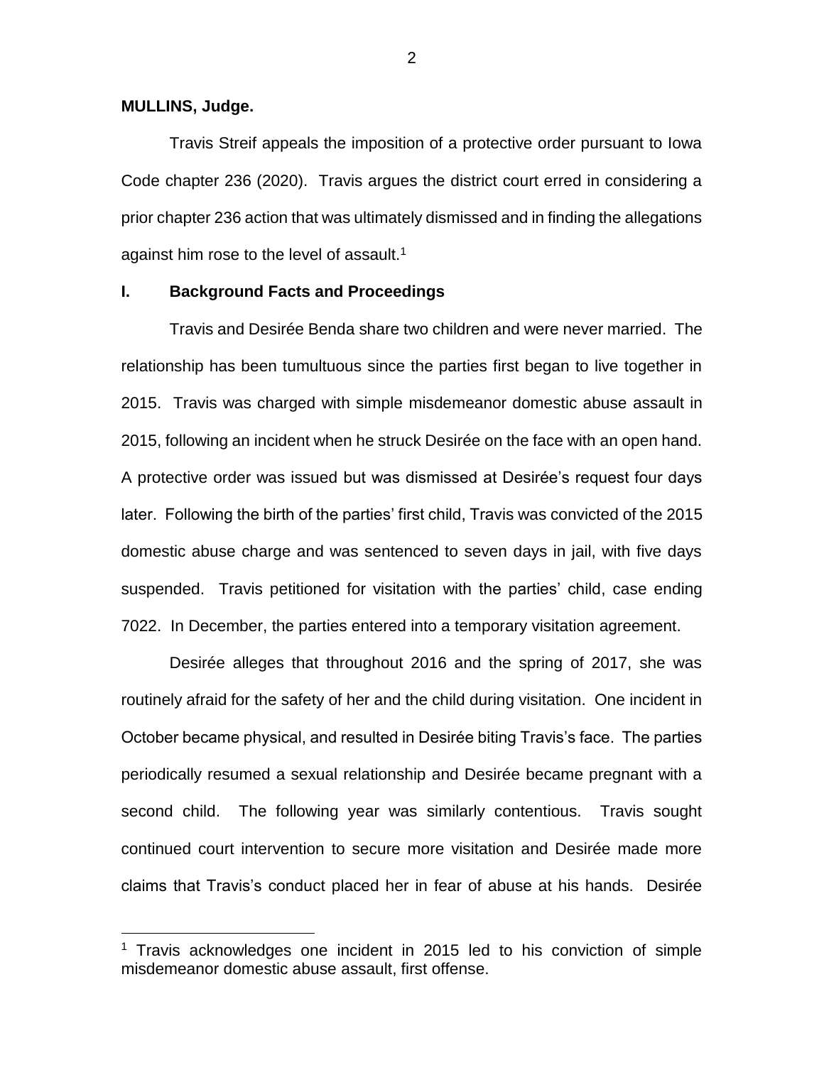**MULLINS, Judge.**

Travis Streif appeals the imposition of a protective order pursuant to Iowa Code chapter 236 (2020). Travis argues the district court erred in considering a prior chapter 236 action that was ultimately dismissed and in finding the allegations against him rose to the level of assault.[1]

## I. Background Facts and Proceedings

Travis and Desirée Benda share two children and were never married. The relationship has been tumultuous since the parties first began to live together in 2015. Travis was charged with simple misdemeanor domestic abuse assault in 2015, following an incident when he struck Desirée on the face with an open hand. A protective order was issued but was dismissed at Desirée's request four days later. Following the birth of the parties' first child, Travis was convicted of the 2015 domestic abuse charge and was sentenced to seven days in jail, with five days suspended. Travis petitioned for visitation with the parties' child, case ending 7022. In December, the parties entered into a temporary visitation agreement.

Desirée alleges that throughout 2016 and the spring of 2017, she was routinely afraid for the safety of her and the child during visitation. One incident in October became physical, and resulted in Desirée biting Travis's face. The parties periodically resumed a sexual relationship and Desirée became pregnant with a second child. The following year was similarly contentious. Travis sought continued court intervention to secure more visitation and Desirée made more claims that Travis's conduct placed her in fear of abuse at his hands. Desirée

[1] Travis acknowledges one incident in 2015 led to his conviction of simple misdemeanor domestic abuse assault, first offense.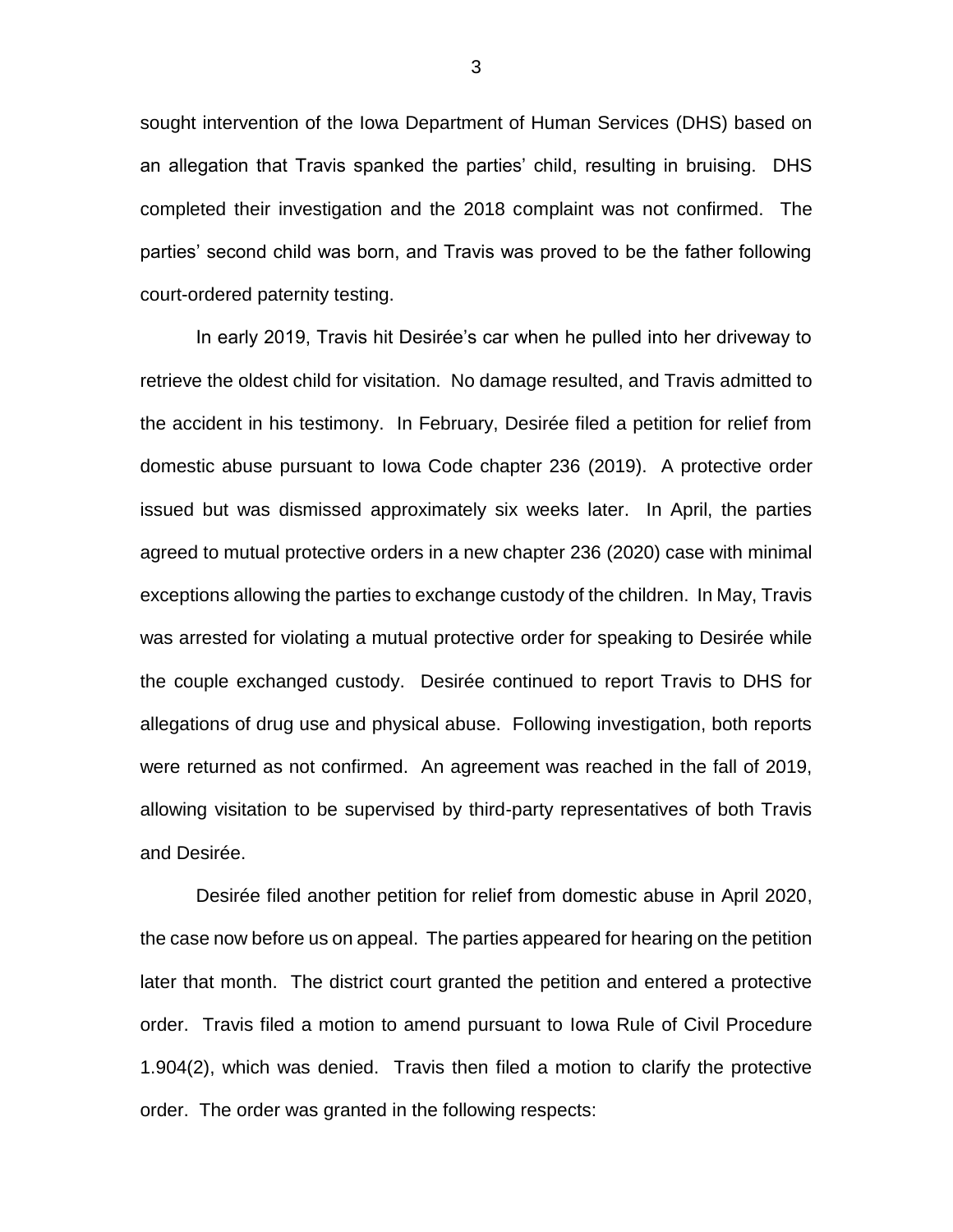sought intervention of the Iowa Department of Human Services (DHS) based on an allegation that Travis spanked the parties' child, resulting in bruising. DHS completed their investigation and the 2018 complaint was not confirmed. The parties' second child was born, and Travis was proved to be the father following court-ordered paternity testing.

In early 2019, Travis hit Desirée's car when he pulled into her driveway to retrieve the oldest child for visitation. No damage resulted, and Travis admitted to the accident in his testimony. In February, Desirée filed a petition for relief from domestic abuse pursuant to Iowa Code chapter 236 (2019). A protective order issued but was dismissed approximately six weeks later. In April, the parties agreed to mutual protective orders in a new chapter 236 (2020) case with minimal exceptions allowing the parties to exchange custody of the children. In May, Travis was arrested for violating a mutual protective order for speaking to Desirée while the couple exchanged custody. Desirée continued to report Travis to DHS for allegations of drug use and physical abuse. Following investigation, both reports were returned as not confirmed. An agreement was reached in the fall of 2019, allowing visitation to be supervised by third-party representatives of both Travis and Desirée.

Desirée filed another petition for relief from domestic abuse in April 2020, the case now before us on appeal. The parties appeared for hearing on the petition later that month. The district court granted the petition and entered a protective order. Travis filed a motion to amend pursuant to Iowa Rule of Civil Procedure 1.904(2), which was denied. Travis then filed a motion to clarify the protective order. The order was granted in the following respects: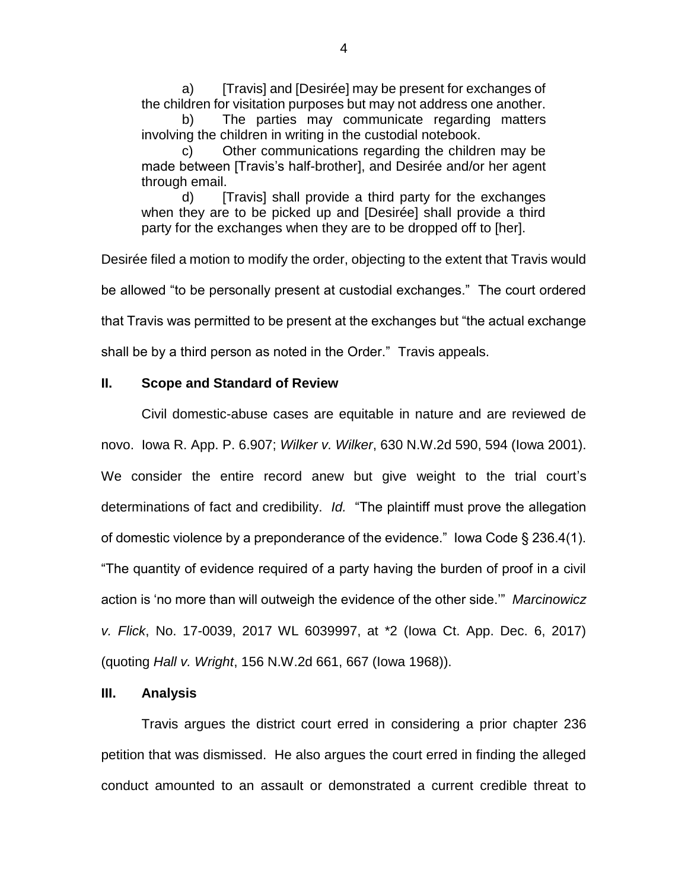> a) [Travis] and [Desirée] may be present for exchanges of the children for visitation purposes but may not address one another.
>
> b) The parties may communicate regarding matters involving the children in writing in the custodial notebook.
>
> c) Other communications regarding the children may be made between [Travis's half-brother], and Desirée and/or her agent through email.
>
> d) [Travis] shall provide a third party for the exchanges when they are to be picked up and [Desirée] shall provide a third party for the exchanges when they are to be dropped off to [her].

Desirée filed a motion to modify the order, objecting to the extent that Travis would be allowed "to be personally present at custodial exchanges." The court ordered that Travis was permitted to be present at the exchanges but "the actual exchange shall be by a third person as noted in the Order." Travis appeals.

## II. Scope and Standard of Review

Civil domestic-abuse cases are equitable in nature and are reviewed de novo. Iowa R. App. P. 6.907; *Wilker v. Wilker*, 630 N.W.2d 590, 594 (Iowa 2001). We consider the entire record anew but give weight to the trial court's determinations of fact and credibility. *Id.* "The plaintiff must prove the allegation of domestic violence by a preponderance of the evidence." Iowa Code § 236.4(1). "The quantity of evidence required of a party having the burden of proof in a civil action is 'no more than will outweigh the evidence of the other side.'" *Marcinowicz v. Flick*, No. 17-0039, 2017 WL 6039997, at *2 (Iowa Ct. App. Dec. 6, 2017) (quoting *Hall v. Wright*, 156 N.W.2d 661, 667 (Iowa 1968)).

## III. Analysis

Travis argues the district court erred in considering a prior chapter 236 petition that was dismissed. He also argues the court erred in finding the alleged conduct amounted to an assault or demonstrated a current credible threat to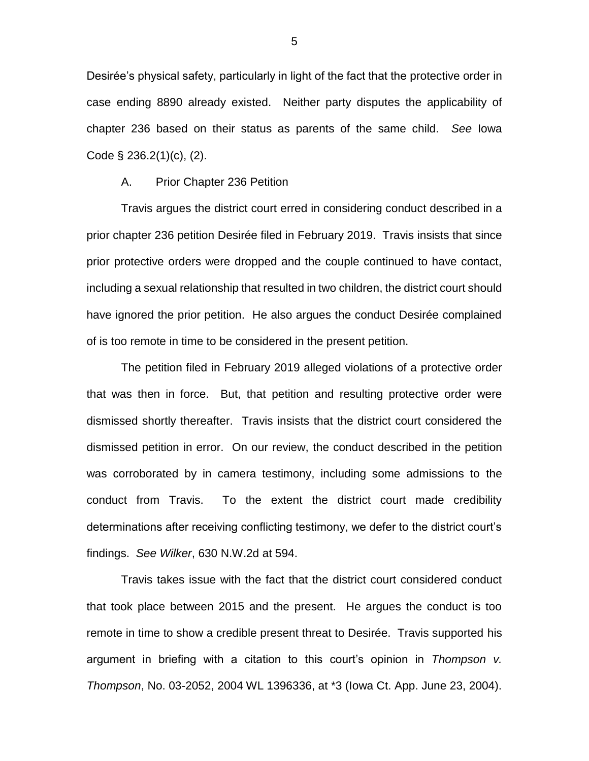Desirée's physical safety, particularly in light of the fact that the protective order in case ending 8890 already existed. Neither party disputes the applicability of chapter 236 based on their status as parents of the same child. *See* Iowa Code § 236.2(1)(c), (2).

### A. Prior Chapter 236 Petition

Travis argues the district court erred in considering conduct described in a prior chapter 236 petition Desirée filed in February 2019. Travis insists that since prior protective orders were dropped and the couple continued to have contact, including a sexual relationship that resulted in two children, the district court should have ignored the prior petition. He also argues the conduct Desirée complained of is too remote in time to be considered in the present petition.

The petition filed in February 2019 alleged violations of a protective order that was then in force. But, that petition and resulting protective order were dismissed shortly thereafter. Travis insists that the district court considered the dismissed petition in error. On our review, the conduct described in the petition was corroborated by in camera testimony, including some admissions to the conduct from Travis. To the extent the district court made credibility determinations after receiving conflicting testimony, we defer to the district court's findings. *See Wilker*, 630 N.W.2d at 594.

Travis takes issue with the fact that the district court considered conduct that took place between 2015 and the present. He argues the conduct is too remote in time to show a credible present threat to Desirée. Travis supported his argument in briefing with a citation to this court's opinion in *Thompson v. Thompson*, No. 03-2052, 2004 WL 1396336, at *3 (Iowa Ct. App. June 23, 2004).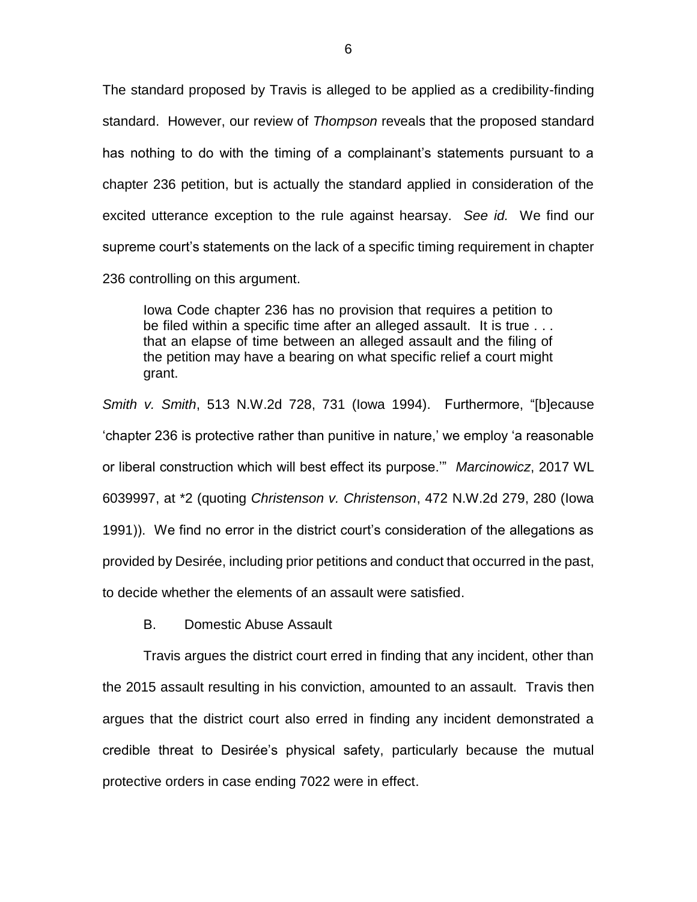The standard proposed by Travis is alleged to be applied as a credibility-finding standard. However, our review of *Thompson* reveals that the proposed standard has nothing to do with the timing of a complainant's statements pursuant to a chapter 236 petition, but is actually the standard applied in consideration of the excited utterance exception to the rule against hearsay. *See id.* We find our supreme court's statements on the lack of a specific timing requirement in chapter 236 controlling on this argument.

> Iowa Code chapter 236 has no provision that requires a petition to be filed within a specific time after an alleged assault. It is true . . . that an elapse of time between an alleged assault and the filing of the petition may have a bearing on what specific relief a court might grant.

*Smith v. Smith*, 513 N.W.2d 728, 731 (Iowa 1994). Furthermore, "[b]ecause 'chapter 236 is protective rather than punitive in nature,' we employ 'a reasonable or liberal construction which will best effect its purpose.'" *Marcinowicz*, 2017 WL 6039997, at *2 (quoting *Christenson v. Christenson*, 472 N.W.2d 279, 280 (Iowa 1991)). We find no error in the district court's consideration of the allegations as provided by Desirée, including prior petitions and conduct that occurred in the past, to decide whether the elements of an assault were satisfied.

### B. Domestic Abuse Assault

Travis argues the district court erred in finding that any incident, other than the 2015 assault resulting in his conviction, amounted to an assault. Travis then argues that the district court also erred in finding any incident demonstrated a credible threat to Desirée's physical safety, particularly because the mutual protective orders in case ending 7022 were in effect.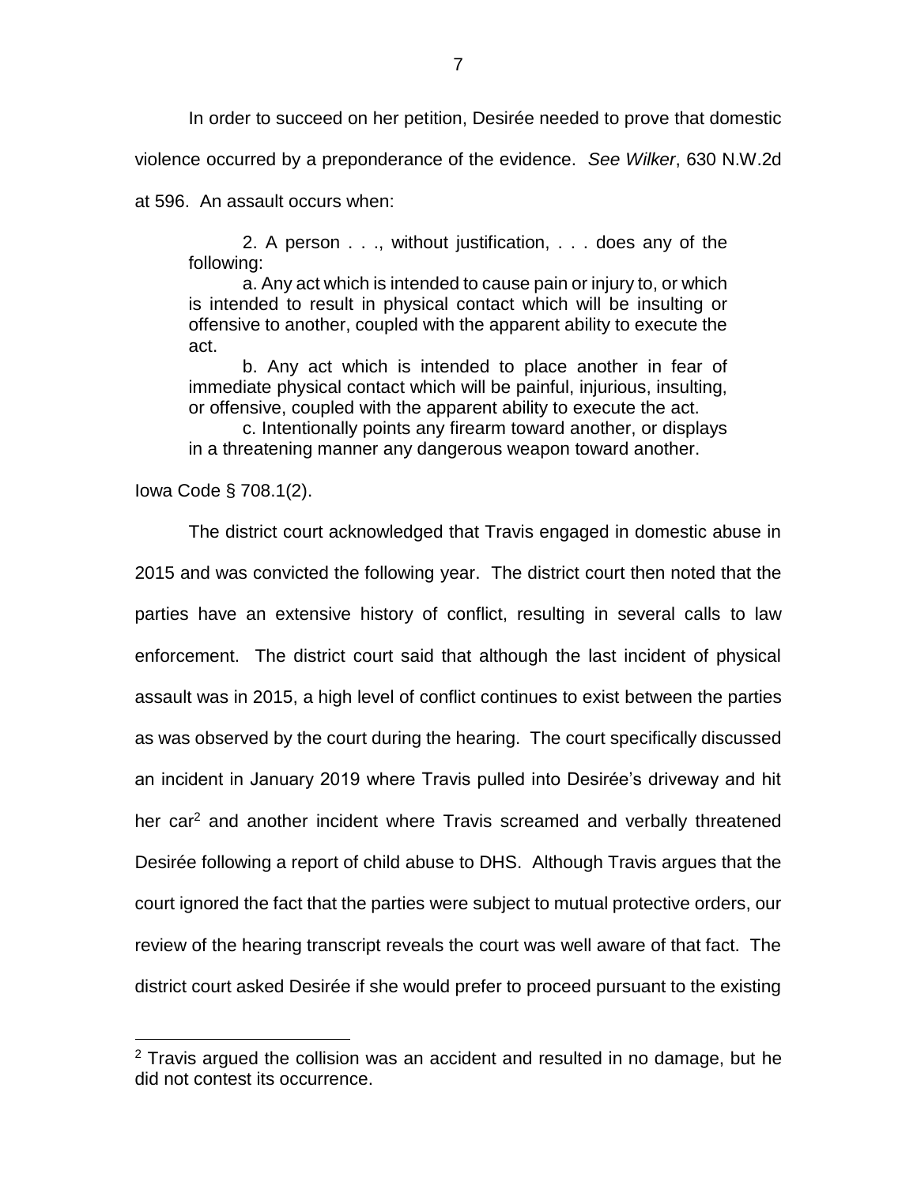In order to succeed on her petition, Desirée needed to prove that domestic violence occurred by a preponderance of the evidence. *See Wilker*, 630 N.W.2d at 596. An assault occurs when:

> 2. A person . . ., without justification, . . . does any of the following:
>
> a. Any act which is intended to cause pain or injury to, or which is intended to result in physical contact which will be insulting or offensive to another, coupled with the apparent ability to execute the act.
>
> b. Any act which is intended to place another in fear of immediate physical contact which will be painful, injurious, insulting, or offensive, coupled with the apparent ability to execute the act.
>
> c. Intentionally points any firearm toward another, or displays in a threatening manner any dangerous weapon toward another.

Iowa Code § 708.1(2).

The district court acknowledged that Travis engaged in domestic abuse in 2015 and was convicted the following year. The district court then noted that the parties have an extensive history of conflict, resulting in several calls to law enforcement. The district court said that although the last incident of physical assault was in 2015, a high level of conflict continues to exist between the parties as was observed by the court during the hearing. The court specifically discussed an incident in January 2019 where Travis pulled into Desirée's driveway and hit her car[2] and another incident where Travis screamed and verbally threatened Desirée following a report of child abuse to DHS. Although Travis argues that the court ignored the fact that the parties were subject to mutual protective orders, our review of the hearing transcript reveals the court was well aware of that fact. The district court asked Desirée if she would prefer to proceed pursuant to the existing

[2] Travis argued the collision was an accident and resulted in no damage, but he did not contest its occurrence.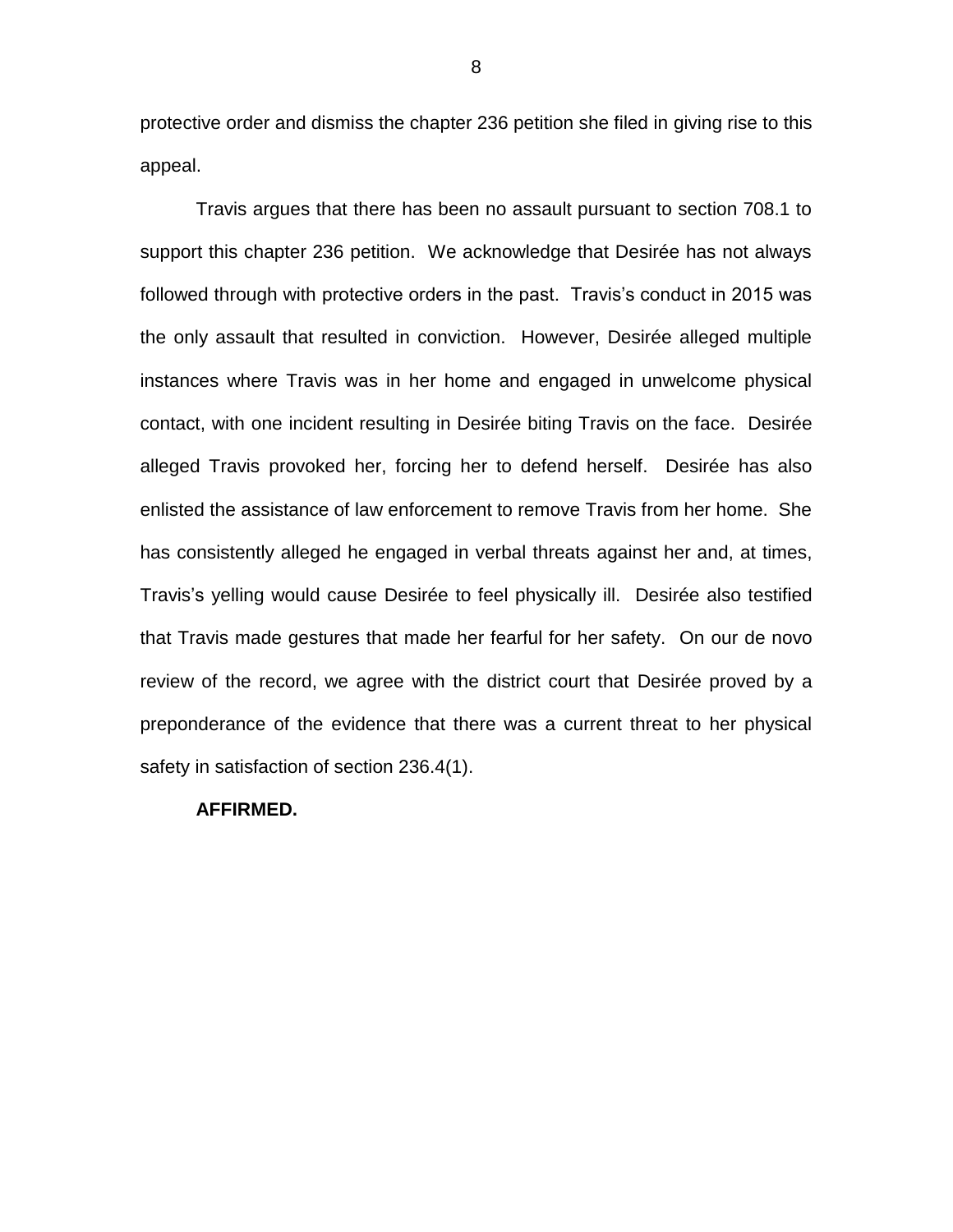protective order and dismiss the chapter 236 petition she filed in giving rise to this appeal.

Travis argues that there has been no assault pursuant to section 708.1 to support this chapter 236 petition. We acknowledge that Desirée has not always followed through with protective orders in the past. Travis's conduct in 2015 was the only assault that resulted in conviction. However, Desirée alleged multiple instances where Travis was in her home and engaged in unwelcome physical contact, with one incident resulting in Desirée biting Travis on the face. Desirée alleged Travis provoked her, forcing her to defend herself. Desirée has also enlisted the assistance of law enforcement to remove Travis from her home. She has consistently alleged he engaged in verbal threats against her and, at times, Travis's yelling would cause Desirée to feel physically ill. Desirée also testified that Travis made gestures that made her fearful for her safety. On our de novo review of the record, we agree with the district court that Desirée proved by a preponderance of the evidence that there was a current threat to her physical safety in satisfaction of section 236.4(1).

**AFFIRMED.**